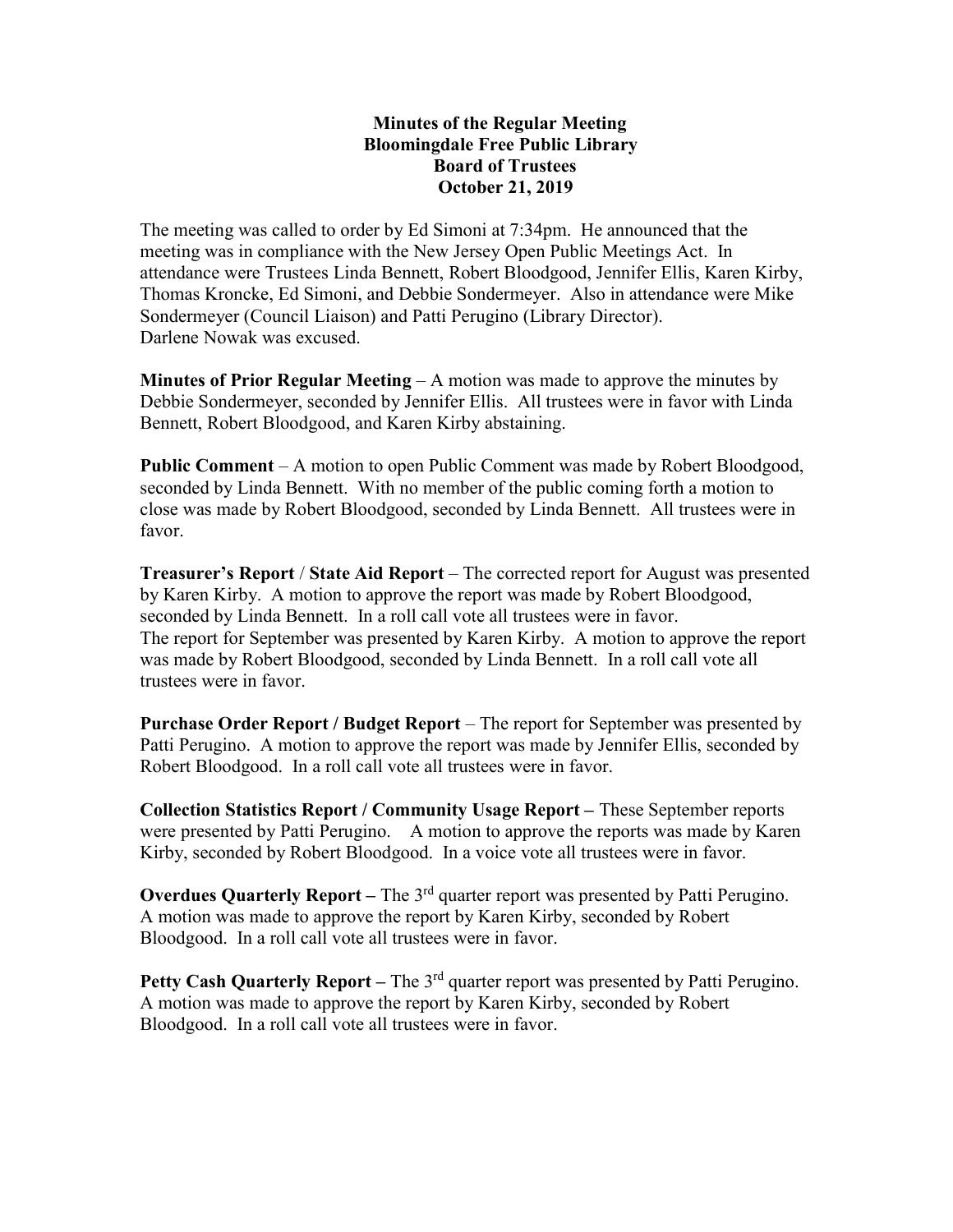**Minutes of the Regular Meeting**
**Bloomingdale Free Public Library**
**Board of Trustees**
**October 21, 2019**

The meeting was called to order by Ed Simoni at 7:34pm. He announced that the meeting was in compliance with the New Jersey Open Public Meetings Act. In attendance were Trustees Linda Bennett, Robert Bloodgood, Jennifer Ellis, Karen Kirby, Thomas Kroncke, Ed Simoni, and Debbie Sondermeyer. Also in attendance were Mike Sondermeyer (Council Liaison) and Patti Perugino (Library Director). Darlene Nowak was excused.

**Minutes of Prior Regular Meeting** – A motion was made to approve the minutes by Debbie Sondermeyer, seconded by Jennifer Ellis. All trustees were in favor with Linda Bennett, Robert Bloodgood, and Karen Kirby abstaining.

**Public Comment** – A motion to open Public Comment was made by Robert Bloodgood, seconded by Linda Bennett. With no member of the public coming forth a motion to close was made by Robert Bloodgood, seconded by Linda Bennett. All trustees were in favor.

**Treasurer's Report** / **State Aid Report** – The corrected report for August was presented by Karen Kirby. A motion to approve the report was made by Robert Bloodgood, seconded by Linda Bennett. In a roll call vote all trustees were in favor.
The report for September was presented by Karen Kirby. A motion to approve the report was made by Robert Bloodgood, seconded by Linda Bennett. In a roll call vote all trustees were in favor.

**Purchase Order Report / Budget Report** – The report for September was presented by Patti Perugino. A motion to approve the report was made by Jennifer Ellis, seconded by Robert Bloodgood. In a roll call vote all trustees were in favor.

**Collection Statistics Report / Community Usage Report –** These September reports were presented by Patti Perugino. A motion to approve the reports was made by Karen Kirby, seconded by Robert Bloodgood. In a voice vote all trustees were in favor.

**Overdues Quarterly Report –** The 3rd quarter report was presented by Patti Perugino. A motion was made to approve the report by Karen Kirby, seconded by Robert Bloodgood. In a roll call vote all trustees were in favor.

**Petty Cash Quarterly Report –** The 3rd quarter report was presented by Patti Perugino. A motion was made to approve the report by Karen Kirby, seconded by Robert Bloodgood. In a roll call vote all trustees were in favor.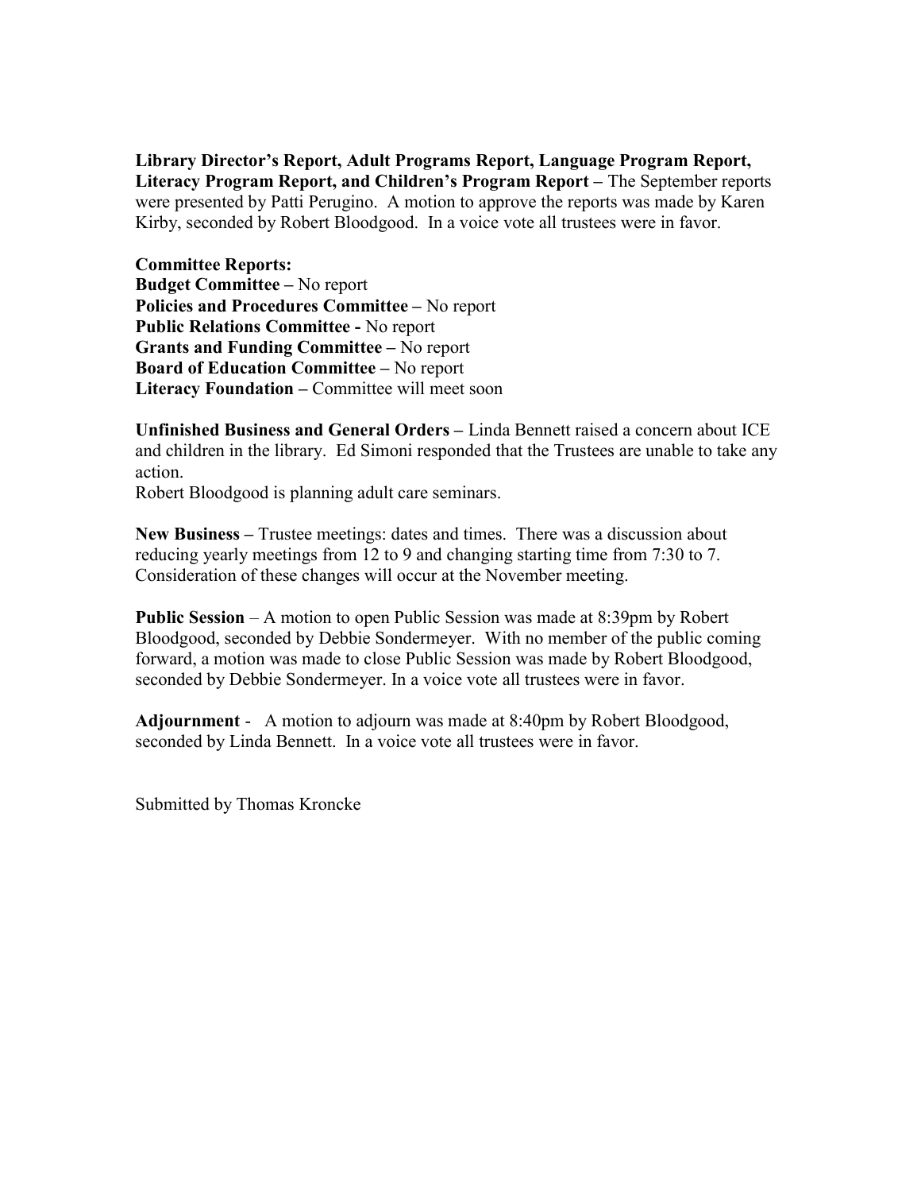**Library Director's Report, Adult Programs Report, Language Program Report, Literacy Program Report, and Children's Program Report –** The September reports were presented by Patti Perugino. A motion to approve the reports was made by Karen Kirby, seconded by Robert Bloodgood. In a voice vote all trustees were in favor.

**Committee Reports:**
**Budget Committee –** No report
**Policies and Procedures Committee –** No report
**Public Relations Committee -** No report
**Grants and Funding Committee –** No report
**Board of Education Committee –** No report
**Literacy Foundation –** Committee will meet soon

**Unfinished Business and General Orders –** Linda Bennett raised a concern about ICE and children in the library. Ed Simoni responded that the Trustees are unable to take any action.
Robert Bloodgood is planning adult care seminars.

**New Business –** Trustee meetings: dates and times. There was a discussion about reducing yearly meetings from 12 to 9 and changing starting time from 7:30 to 7. Consideration of these changes will occur at the November meeting.

**Public Session** – A motion to open Public Session was made at 8:39pm by Robert Bloodgood, seconded by Debbie Sondermeyer. With no member of the public coming forward, a motion was made to close Public Session was made by Robert Bloodgood, seconded by Debbie Sondermeyer. In a voice vote all trustees were in favor.

**Adjournment** - A motion to adjourn was made at 8:40pm by Robert Bloodgood, seconded by Linda Bennett. In a voice vote all trustees were in favor.

Submitted by Thomas Kroncke